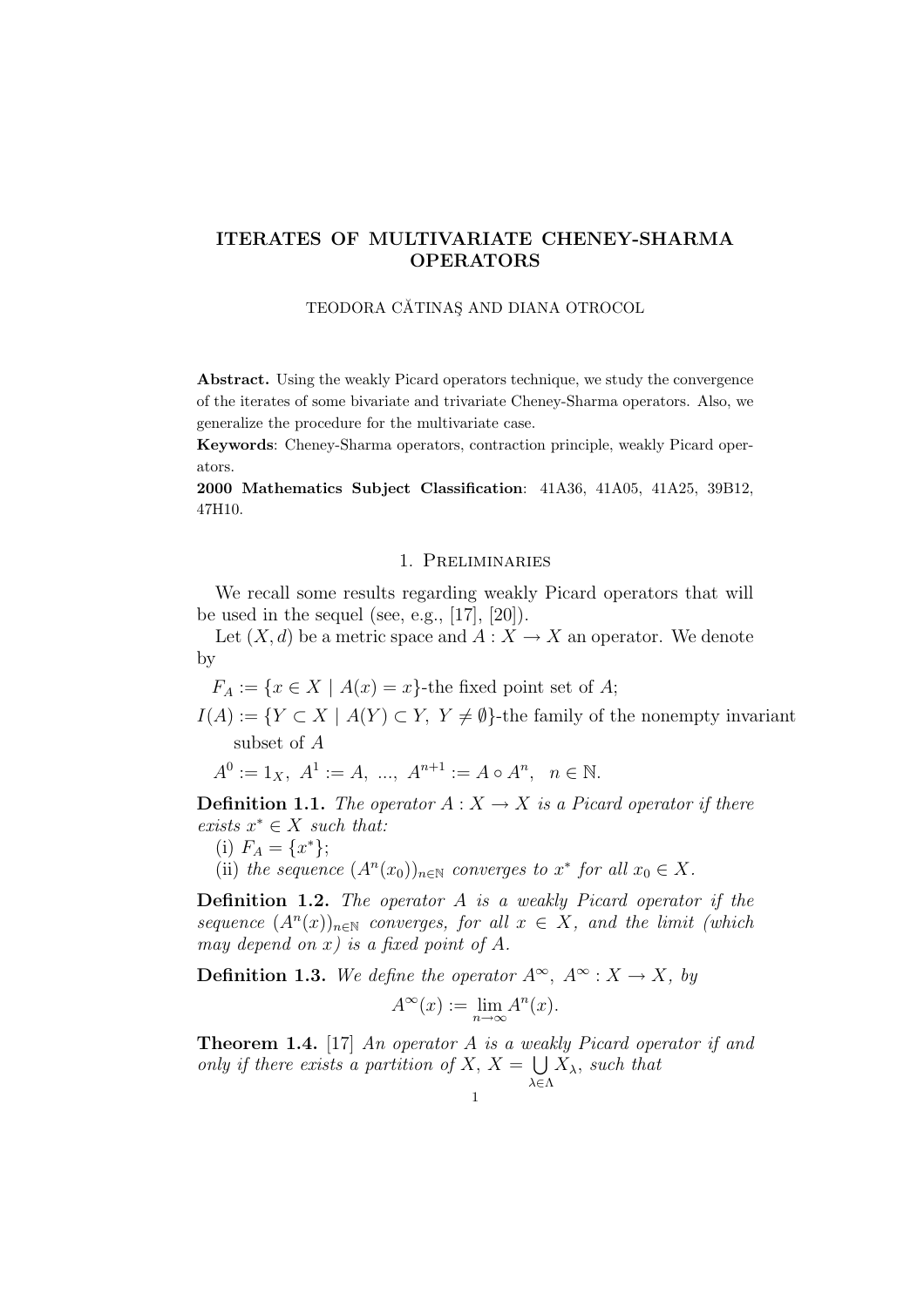# ITERATES OF MULTIVARIATE CHENEY-SHARMA OPERATORS

TEODORA CĂTINAŞ AND DIANA OTROCOL

**Abstract.** Using the weakly Picard operators technique, we study the convergence of the iterates of some bivariate and trivariate Cheney-Sharma operators. Also, we generalize the procedure for the multivariate case.

**Keywords**: Cheney-Sharma operators, contraction principle, weakly Picard operators.

**2000 Mathematics Subject Classification**: 41A36, 41A05, 41A25, 39B12, 47H10.

## 1. Preliminaries

We recall some results regarding weakly Picard operators that will be used in the sequel (see, e.g., [17], [20]).

Let $(X, d)$ be a metric space and $A : X \to X$ an operator. We denote by

$F_A := \{x \in X \mid A(x) = x\}$-the fixed point set of $A$;

$I(A) := \{Y \subset X \mid A(Y) \subset Y,\ Y \neq \emptyset\}$-the family of the nonempty invariant subset of $A$

$A^0 := 1_X,\ A^1 := A,\ ...,\ A^{n+1} := A \circ A^n,\ \ n \in \mathbb{N}.$

**Definition 1.1.** *The operator $A : X \to X$ is a Picard operator if there exists $x^* \in X$ such that:*

(i) $F_A = \{x^*\}$;

(ii) *the sequence $(A^n(x_0))_{n\in\mathbb{N}}$ converges to $x^*$ for all $x_0 \in X$.*

**Definition 1.2.** *The operator $A$ is a weakly Picard operator if the sequence $(A^n(x))_{n\in\mathbb{N}}$ converges, for all $x \in X$, and the limit (which may depend on $x$) is a fixed point of $A$.*

**Definition 1.3.** *We define the operator $A^\infty$, $A^\infty : X \to X$, by*

$$A^\infty(x) := \lim_{n\to\infty} A^n(x).$$

**Theorem 1.4.** [17] *An operator $A$ is a weakly Picard operator if and only if there exists a partition of $X$, $X = \bigcup\limits_{\lambda\in\Lambda} X_\lambda$, such that*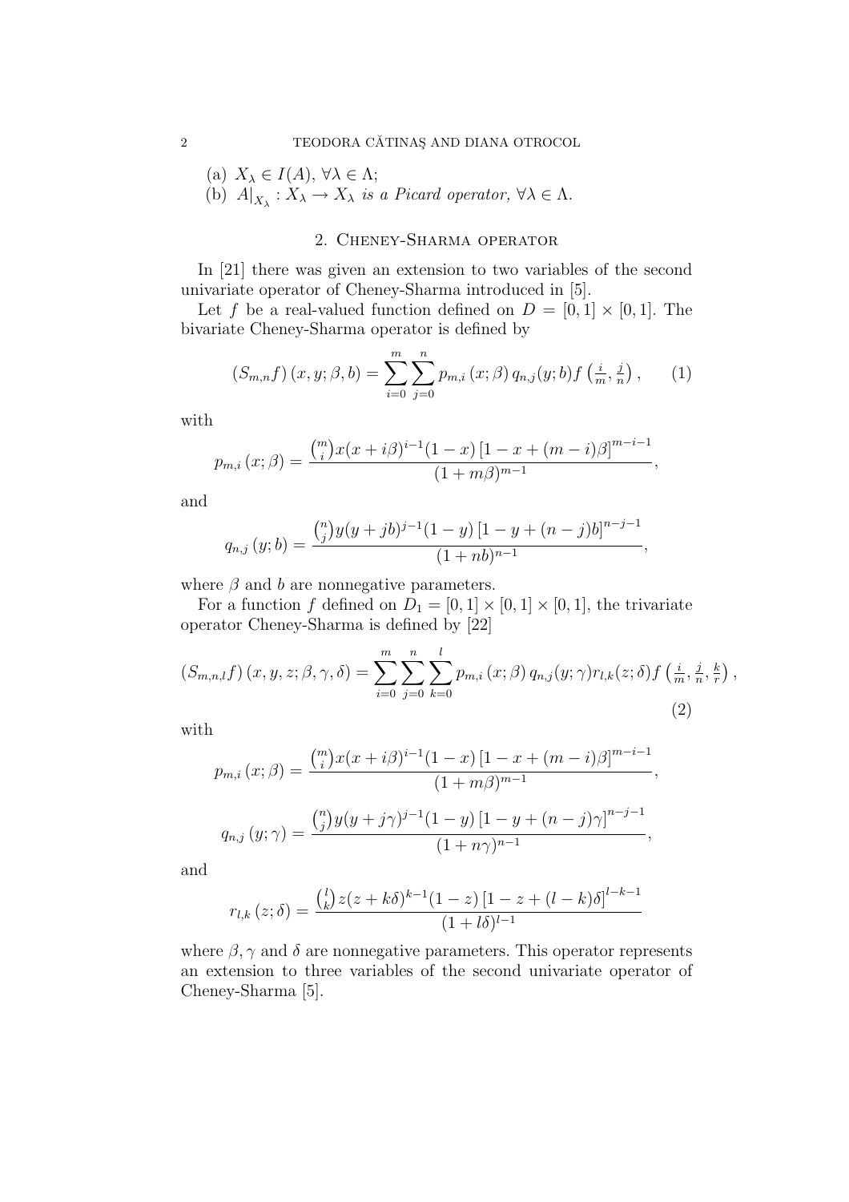(a) $X_\lambda \in I(A)$, $\forall \lambda \in \Lambda$;

(b) $A|_{X_\lambda} : X_\lambda \to X_\lambda$ *is a Picard operator,* $\forall \lambda \in \Lambda$.

## 2. Cheney-Sharma operator

In [21] there was given an extension to two variables of the second univariate operator of Cheney-Sharma introduced in [5].

Let $f$ be a real-valued function defined on $D = [0,1] \times [0,1]$. The bivariate Cheney-Sharma operator is defined by

$$(S_{m,n}f)(x, y; \beta, b) = \sum_{i=0}^{m} \sum_{j=0}^{n} p_{m,i}(x;\beta)\, q_{n,j}(y;b) f\left(\tfrac{i}{m}, \tfrac{j}{n}\right), \qquad (1)$$

with

$$p_{m,i}(x;\beta) = \frac{\binom{m}{i} x(x+i\beta)^{i-1}(1-x)\left[1-x+(m-i)\beta\right]^{m-i-1}}{(1+m\beta)^{m-1}},$$

and

$$q_{n,j}(y;b) = \frac{\binom{n}{j} y(y+jb)^{j-1}(1-y)\left[1-y+(n-j)b\right]^{n-j-1}}{(1+nb)^{n-1}},$$

where $\beta$ and $b$ are nonnegative parameters.

For a function $f$ defined on $D_1 = [0,1] \times [0,1] \times [0,1]$, the trivariate operator Cheney-Sharma is defined by [22]

$$(S_{m,n,l}f)(x, y, z; \beta, \gamma, \delta) = \sum_{i=0}^{m} \sum_{j=0}^{n} \sum_{k=0}^{l} p_{m,i}(x;\beta)\, q_{n,j}(y;\gamma) r_{l,k}(z;\delta) f\left(\tfrac{i}{m}, \tfrac{j}{n}, \tfrac{k}{r}\right), \qquad (2)$$

with

$$p_{m,i}(x;\beta) = \frac{\binom{m}{i} x(x+i\beta)^{i-1}(1-x)\left[1-x+(m-i)\beta\right]^{m-i-1}}{(1+m\beta)^{m-1}},$$

$$q_{n,j}(y;\gamma) = \frac{\binom{n}{j} y(y+j\gamma)^{j-1}(1-y)\left[1-y+(n-j)\gamma\right]^{n-j-1}}{(1+n\gamma)^{n-1}},$$

and

$$r_{l,k}(z;\delta) = \frac{\binom{l}{k} z(z+k\delta)^{k-1}(1-z)\left[1-z+(l-k)\delta\right]^{l-k-1}}{(1+l\delta)^{l-1}}$$

where $\beta, \gamma$ and $\delta$ are nonnegative parameters. This operator represents an extension to three variables of the second univariate operator of Cheney-Sharma [5].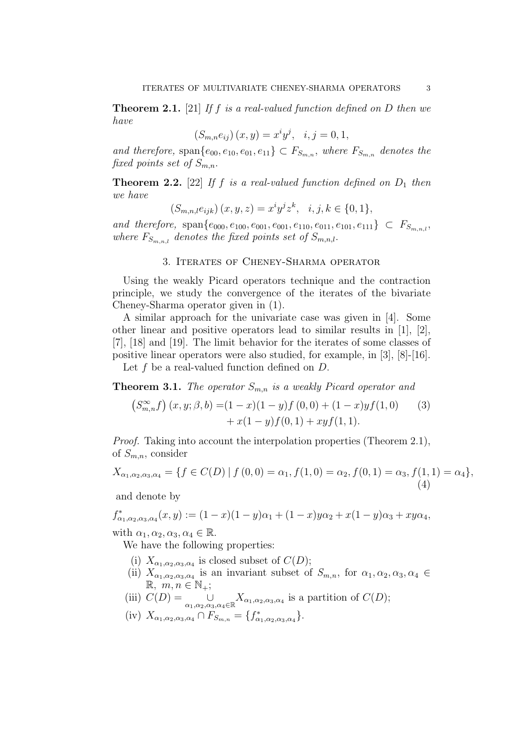**Theorem 2.1.** [21] *If $f$ is a real-valued function defined on $D$ then we have*

$$\left(S_{m,n}e_{ij}\right)(x,y) = x^i y^j, \quad i,j = 0,1,$$

*and therefore,* $\operatorname{span}\{e_{00}, e_{10}, e_{01}, e_{11}\} \subset F_{S_{m,n}}$, *where $F_{S_{m,n}}$ denotes the fixed points set of $S_{m,n}$.*

**Theorem 2.2.** [22] *If $f$ is a real-valued function defined on $D_1$ then we have*

$$\left(S_{m,n,l}e_{ijk}\right)(x,y,z) = x^i y^j z^k, \quad i,j,k \in \{0,1\},$$

*and therefore,* $\operatorname{span}\{e_{000}, e_{100}, e_{001}, e_{001}, e_{110}, e_{011}, e_{101}, e_{111}\} \subset F_{S_{m,n,l}}$, *where $F_{S_{m,n,l}}$ denotes the fixed points set of $S_{m,n,l}$.*

## 3. Iterates of Cheney-Sharma operator

Using the weakly Picard operators technique and the contraction principle, we study the convergence of the iterates of the bivariate Cheney-Sharma operator given in (1).

A similar approach for the univariate case was given in [4]. Some other linear and positive operators lead to similar results in [1], [2], [7], [18] and [19]. The limit behavior for the iterates of some classes of positive linear operators were also studied, for example, in [3], [8]-[16].

Let $f$ be a real-valued function defined on $D$.

**Theorem 3.1.** *The operator $S_{m,n}$ is a weakly Picard operator and*

$$\begin{aligned}\left(S^{\infty}_{m,n}f\right)(x,y;\beta,b) =&(1-x)(1-y)f(0,0) + (1-x)yf(1,0) \\ &+ x(1-y)f(0,1) + xyf(1,1).\end{aligned} \tag{3}$$

*Proof.* Taking into account the interpolation properties (Theorem 2.1), of $S_{m,n}$, consider

$$X_{\alpha_1,\alpha_2,\alpha_3,\alpha_4} = \{f \in C(D) \mid f(0,0) = \alpha_1, f(1,0) = \alpha_2, f(0,1) = \alpha_3, f(1,1) = \alpha_4\}, \tag{4}$$

and denote by

$$f^*_{\alpha_1,\alpha_2,\alpha_3,\alpha_4}(x,y) := (1-x)(1-y)\alpha_1 + (1-x)y\alpha_2 + x(1-y)\alpha_3 + xy\alpha_4,$$

with $\alpha_1, \alpha_2, \alpha_3, \alpha_4 \in \mathbb{R}$.

We have the following properties:

(i) $X_{\alpha_1,\alpha_2,\alpha_3,\alpha_4}$ is closed subset of $C(D)$;

(ii) $X_{\alpha_1,\alpha_2,\alpha_3,\alpha_4}$ is an invariant subset of $S_{m,n}$, for $\alpha_1, \alpha_2, \alpha_3, \alpha_4 \in \mathbb{R}$, $m, n \in \mathbb{N}_+$;

(iii) $C(D) = \underset{\alpha_1,\alpha_2,\alpha_3,\alpha_4 \in \mathbb{R}}{\cup} X_{\alpha_1,\alpha_2,\alpha_3,\alpha_4}$ is a partition of $C(D)$;

(iv) $X_{\alpha_1,\alpha_2,\alpha_3,\alpha_4} \cap F_{S_{m,n}} = \{f^*_{\alpha_1,\alpha_2,\alpha_3,\alpha_4}\}$.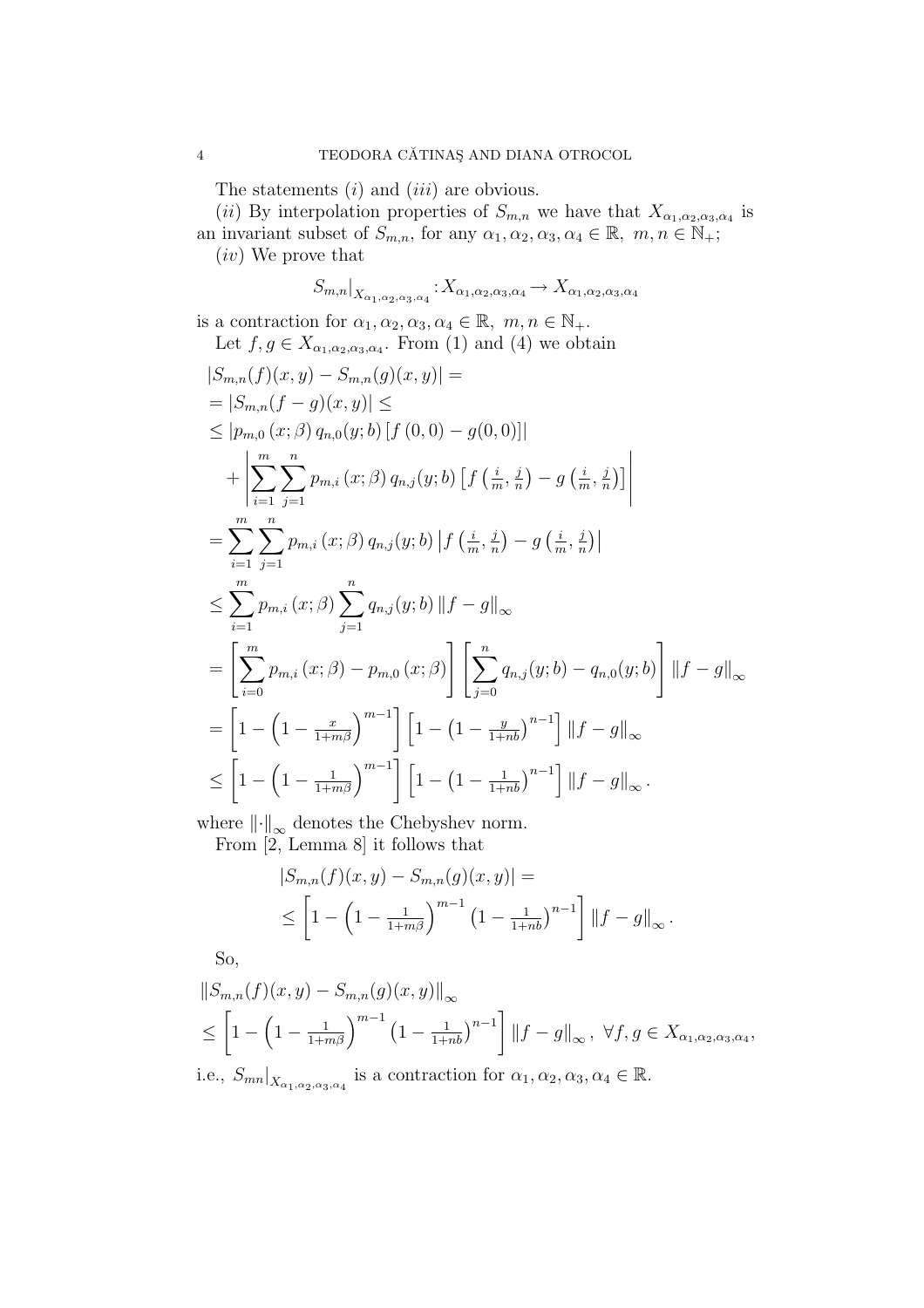The statements $(i)$ and $(iii)$ are obvious.

$(ii)$ By interpolation properties of $S_{m,n}$ we have that $X_{\alpha_1,\alpha_2,\alpha_3,\alpha_4}$ is an invariant subset of $S_{m,n}$, for any $\alpha_1,\alpha_2,\alpha_3,\alpha_4 \in \mathbb{R},\ m,n \in \mathbb{N}_+$;

$(iv)$ We prove that

$$S_{m,n}|_{X_{\alpha_1,\alpha_2,\alpha_3,\alpha_4}} : X_{\alpha_1,\alpha_2,\alpha_3,\alpha_4} \to X_{\alpha_1,\alpha_2,\alpha_3,\alpha_4}$$

is a contraction for $\alpha_1,\alpha_2,\alpha_3,\alpha_4 \in \mathbb{R},\ m,n \in \mathbb{N}_+$.

Let $f,g \in X_{\alpha_1,\alpha_2,\alpha_3,\alpha_4}$. From (1) and (4) we obtain

$$\begin{aligned}
&|S_{m,n}(f)(x,y) - S_{m,n}(g)(x,y)| = \\
&= |S_{m,n}(f-g)(x,y)| \leq \\
&\leq |p_{m,0}(x;\beta)\, q_{n,0}(y;b)\, [f(0,0) - g(0,0)]| \\
&\quad + \left| \sum_{i=1}^{m} \sum_{j=1}^{n} p_{m,i}(x;\beta)\, q_{n,j}(y;b) \left[ f\left(\tfrac{i}{m},\tfrac{j}{n}\right) - g\left(\tfrac{i}{m},\tfrac{j}{n}\right) \right] \right| \\
&= \sum_{i=1}^{m} \sum_{j=1}^{n} p_{m,i}(x;\beta)\, q_{n,j}(y;b) \left| f\left(\tfrac{i}{m},\tfrac{j}{n}\right) - g\left(\tfrac{i}{m},\tfrac{j}{n}\right) \right| \\
&\leq \sum_{i=1}^{m} p_{m,i}(x;\beta) \sum_{j=1}^{n} q_{n,j}(y;b)\, \|f-g\|_\infty \\
&= \left[ \sum_{i=0}^{m} p_{m,i}(x;\beta) - p_{m,0}(x;\beta) \right] \left[ \sum_{j=0}^{n} q_{n,j}(y;b) - q_{n,0}(y;b) \right] \|f-g\|_\infty \\
&= \left[ 1 - \left(1 - \tfrac{x}{1+m\beta}\right)^{m-1} \right] \left[ 1 - \left(1 - \tfrac{y}{1+nb}\right)^{n-1} \right] \|f-g\|_\infty \\
&\leq \left[ 1 - \left(1 - \tfrac{1}{1+m\beta}\right)^{m-1} \right] \left[ 1 - \left(1 - \tfrac{1}{1+nb}\right)^{n-1} \right] \|f-g\|_\infty .
\end{aligned}$$

where $\|\cdot\|_\infty$ denotes the Chebyshev norm.

From [2, Lemma 8] it follows that

$$\begin{aligned}
&|S_{m,n}(f)(x,y) - S_{m,n}(g)(x,y)| = \\
&\leq \left[ 1 - \left(1 - \tfrac{1}{1+m\beta}\right)^{m-1} \left(1 - \tfrac{1}{1+nb}\right)^{n-1} \right] \|f-g\|_\infty .
\end{aligned}$$

So,

$$\begin{aligned}
&\|S_{m,n}(f)(x,y) - S_{m,n}(g)(x,y)\|_\infty \\
&\leq \left[ 1 - \left(1 - \tfrac{1}{1+m\beta}\right)^{m-1} \left(1 - \tfrac{1}{1+nb}\right)^{n-1} \right] \|f-g\|_\infty ,\ \forall f,g \in X_{\alpha_1,\alpha_2,\alpha_3,\alpha_4},
\end{aligned}$$

i.e., $S_{mn}|_{X_{\alpha_1,\alpha_2,\alpha_3,\alpha_4}}$ is a contraction for $\alpha_1,\alpha_2,\alpha_3,\alpha_4 \in \mathbb{R}$.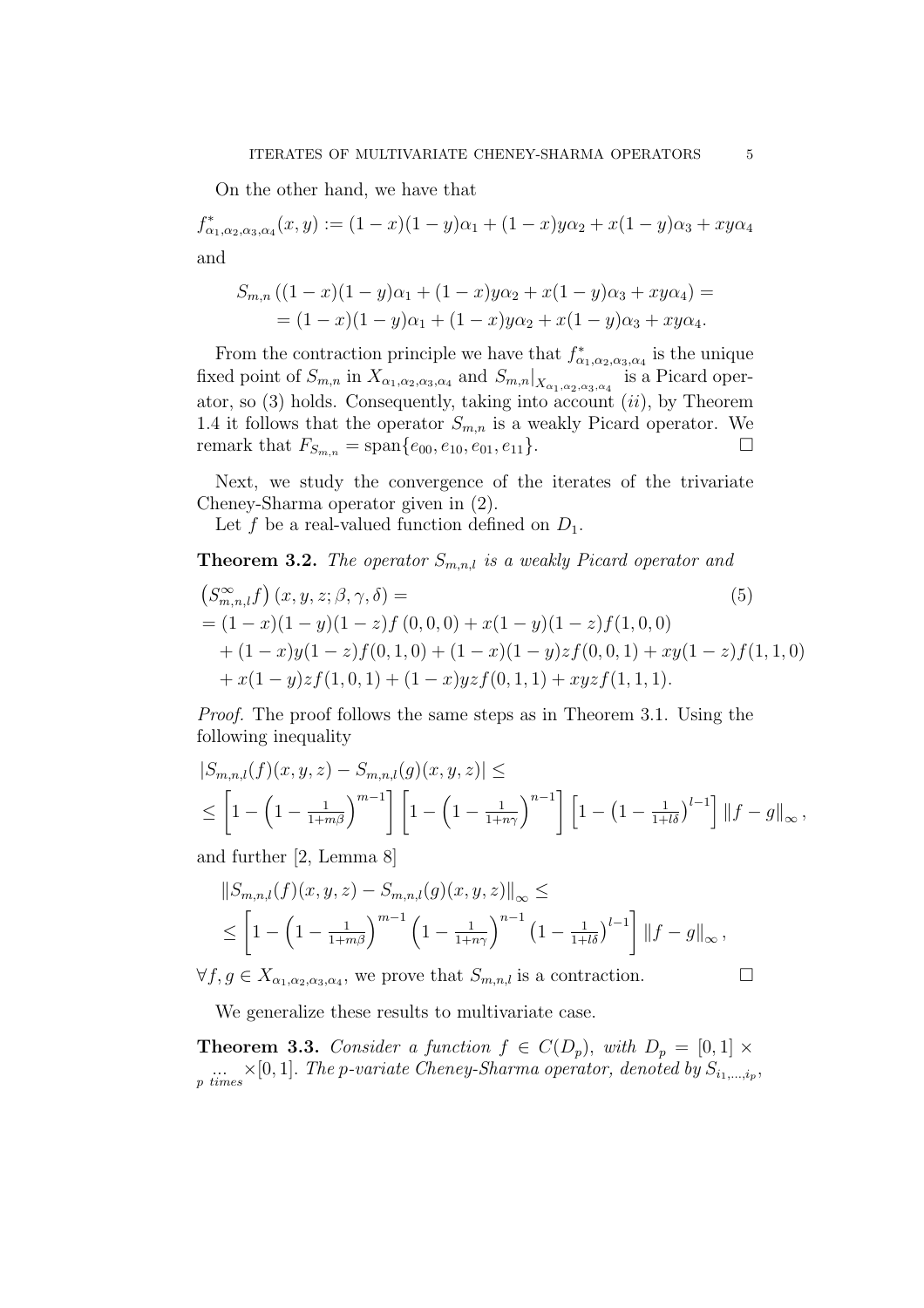On the other hand, we have that

$f^*_{\alpha_1,\alpha_2,\alpha_3,\alpha_4}(x,y) := (1-x)(1-y)\alpha_1 + (1-x)y\alpha_2 + x(1-y)\alpha_3 + xy\alpha_4$

and

$$
\begin{aligned}
&S_{m,n}\left((1-x)(1-y)\alpha_1 + (1-x)y\alpha_2 + x(1-y)\alpha_3 + xy\alpha_4\right) = \\
&\quad = (1-x)(1-y)\alpha_1 + (1-x)y\alpha_2 + x(1-y)\alpha_3 + xy\alpha_4.
\end{aligned}
$$

From the contraction principle we have that $f^*_{\alpha_1,\alpha_2,\alpha_3,\alpha_4}$ is the unique fixed point of $S_{m,n}$ in $X_{\alpha_1,\alpha_2,\alpha_3,\alpha_4}$ and $S_{m,n}|_{X_{\alpha_1,\alpha_2,\alpha_3,\alpha_4}}$ is a Picard operator, so (3) holds. Consequently, taking into account $(ii)$, by Theorem 1.4 it follows that the operator $S_{m,n}$ is a weakly Picard operator. We remark that $F_{S_{m,n}} = \text{span}\{e_{00}, e_{10}, e_{01}, e_{11}\}$. □

Next, we study the convergence of the iterates of the trivariate Cheney-Sharma operator given in (2).

Let $f$ be a real-valued function defined on $D_1$.

**Theorem 3.2.** *The operator $S_{m,n,l}$ is a weakly Picard operator and*

$$
\begin{aligned}
&\left(S^{\infty}_{m,n,l}f\right)(x,y,z;\beta,\gamma,\delta) = \qquad (5)\\
&= (1-x)(1-y)(1-z)f(0,0,0) + x(1-y)(1-z)f(1,0,0)\\
&\quad + (1-x)y(1-z)f(0,1,0) + (1-x)(1-y)zf(0,0,1) + xy(1-z)f(1,1,0)\\
&\quad + x(1-y)zf(1,0,1) + (1-x)yzf(0,1,1) + xyzf(1,1,1).
\end{aligned}
$$

*Proof.* The proof follows the same steps as in Theorem 3.1. Using the following inequality

$$
\begin{aligned}
&|S_{m,n,l}(f)(x,y,z) - S_{m,n,l}(g)(x,y,z)| \le \\
&\le \left[1-\left(1-\tfrac{1}{1+m\beta}\right)^{m-1}\right]\left[1-\left(1-\tfrac{1}{1+n\gamma}\right)^{n-1}\right]\left[1-\left(1-\tfrac{1}{1+l\delta}\right)^{l-1}\right]\|f-g\|_{\infty},
\end{aligned}
$$

and further [2, Lemma 8]

$$
\begin{aligned}
&\|S_{m,n,l}(f)(x,y,z) - S_{m,n,l}(g)(x,y,z)\|_{\infty} \le \\
&\le \left[1-\left(1-\tfrac{1}{1+m\beta}\right)^{m-1}\left(1-\tfrac{1}{1+n\gamma}\right)^{n-1}\left(1-\tfrac{1}{1+l\delta}\right)^{l-1}\right]\|f-g\|_{\infty},
\end{aligned}
$$

$\forall f,g \in X_{\alpha_1,\alpha_2,\alpha_3,\alpha_4}$, we prove that $S_{m,n,l}$ is a contraction. □

We generalize these results to multivariate case.

**Theorem 3.3.** *Consider a function $f \in C(D_p)$, with $D_p = [0,1] \times \underset{p\ times}{\ldots} \times [0,1]$. The p-variate Cheney-Sharma operator, denoted by $S_{i_1,\ldots,i_p}$,*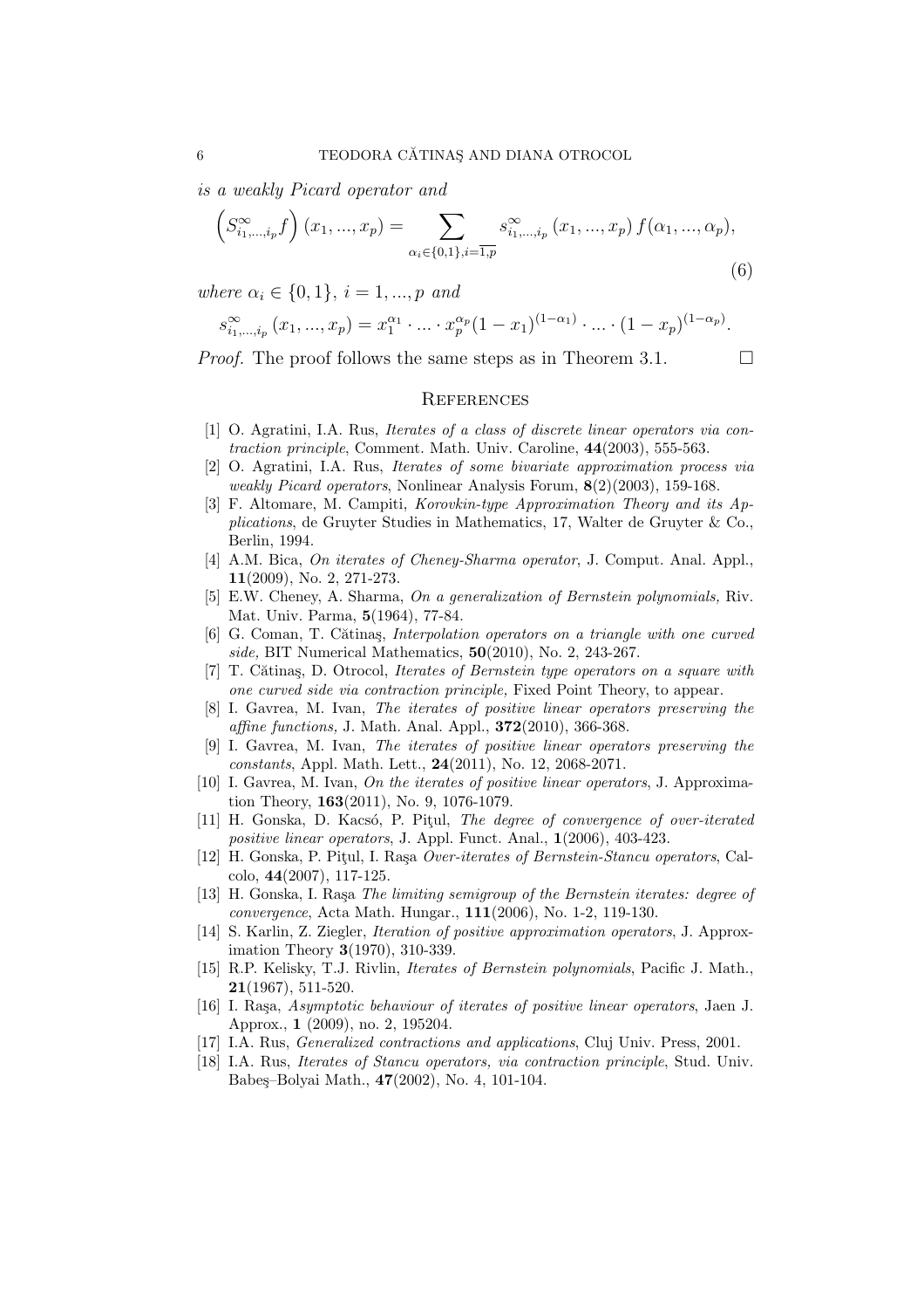*is a weakly Picard operator and*

$$\left(S^{\infty}_{i_1,...,i_p}f\right)(x_1,...,x_p) = \sum_{\alpha_i\in\{0,1\},i=\overline{1,p}} s^{\infty}_{i_1,...,i_p}(x_1,...,x_p)\, f(\alpha_1,...,\alpha_p), \tag{6}$$

*where* $\alpha_i \in \{0,1\}$, $i = 1,...,p$ *and*

$$s^{\infty}_{i_1,...,i_p}(x_1,...,x_p) = x_1^{\alpha_1}\cdot ... \cdot x_p^{\alpha_p}(1-x_1)^{(1-\alpha_1)}\cdot ... \cdot (1-x_p)^{(1-\alpha_p)}.$$

*Proof.* The proof follows the same steps as in Theorem 3.1. □

## References

[1] O. Agratini, I.A. Rus, *Iterates of a class of discrete linear operators via contraction principle*, Comment. Math. Univ. Caroline, **44**(2003), 555-563.

[2] O. Agratini, I.A. Rus, *Iterates of some bivariate approximation process via weakly Picard operators*, Nonlinear Analysis Forum, **8**(2)(2003), 159-168.

[3] F. Altomare, M. Campiti, *Korovkin-type Approximation Theory and its Applications*, de Gruyter Studies in Mathematics, 17, Walter de Gruyter & Co., Berlin, 1994.

[4] A.M. Bica, *On iterates of Cheney-Sharma operator*, J. Comput. Anal. Appl., **11**(2009), No. 2, 271-273.

[5] E.W. Cheney, A. Sharma, *On a generalization of Bernstein polynomials,* Riv. Mat. Univ. Parma, **5**(1964), 77-84.

[6] G. Coman, T. Cătinaş, *Interpolation operators on a triangle with one curved side,* BIT Numerical Mathematics, **50**(2010), No. 2, 243-267.

[7] T. Cătinaş, D. Otrocol, *Iterates of Bernstein type operators on a square with one curved side via contraction principle,* Fixed Point Theory, to appear.

[8] I. Gavrea, M. Ivan, *The iterates of positive linear operators preserving the affine functions,* J. Math. Anal. Appl., **372**(2010), 366-368.

[9] I. Gavrea, M. Ivan, *The iterates of positive linear operators preserving the constants*, Appl. Math. Lett., **24**(2011), No. 12, 2068-2071.

[10] I. Gavrea, M. Ivan, *On the iterates of positive linear operators*, J. Approximation Theory, **163**(2011), No. 9, 1076-1079.

[11] H. Gonska, D. Kacsó, P. Piţul, *The degree of convergence of over-iterated positive linear operators*, J. Appl. Funct. Anal., **1**(2006), 403-423.

[12] H. Gonska, P. Piţul, I. Raşa *Over-iterates of Bernstein-Stancu operators*, Calcolo, **44**(2007), 117-125.

[13] H. Gonska, I. Raşa *The limiting semigroup of the Bernstein iterates: degree of convergence*, Acta Math. Hungar., **111**(2006), No. 1-2, 119-130.

[14] S. Karlin, Z. Ziegler, *Iteration of positive approximation operators*, J. Approximation Theory **3**(1970), 310-339.

[15] R.P. Kelisky, T.J. Rivlin, *Iterates of Bernstein polynomials*, Pacific J. Math., **21**(1967), 511-520.

[16] I. Raşa, *Asymptotic behaviour of iterates of positive linear operators*, Jaen J. Approx., **1** (2009), no. 2, 195204.

[17] I.A. Rus, *Generalized contractions and applications*, Cluj Univ. Press, 2001.

[18] I.A. Rus, *Iterates of Stancu operators, via contraction principle*, Stud. Univ. Babeş–Bolyai Math., **47**(2002), No. 4, 101-104.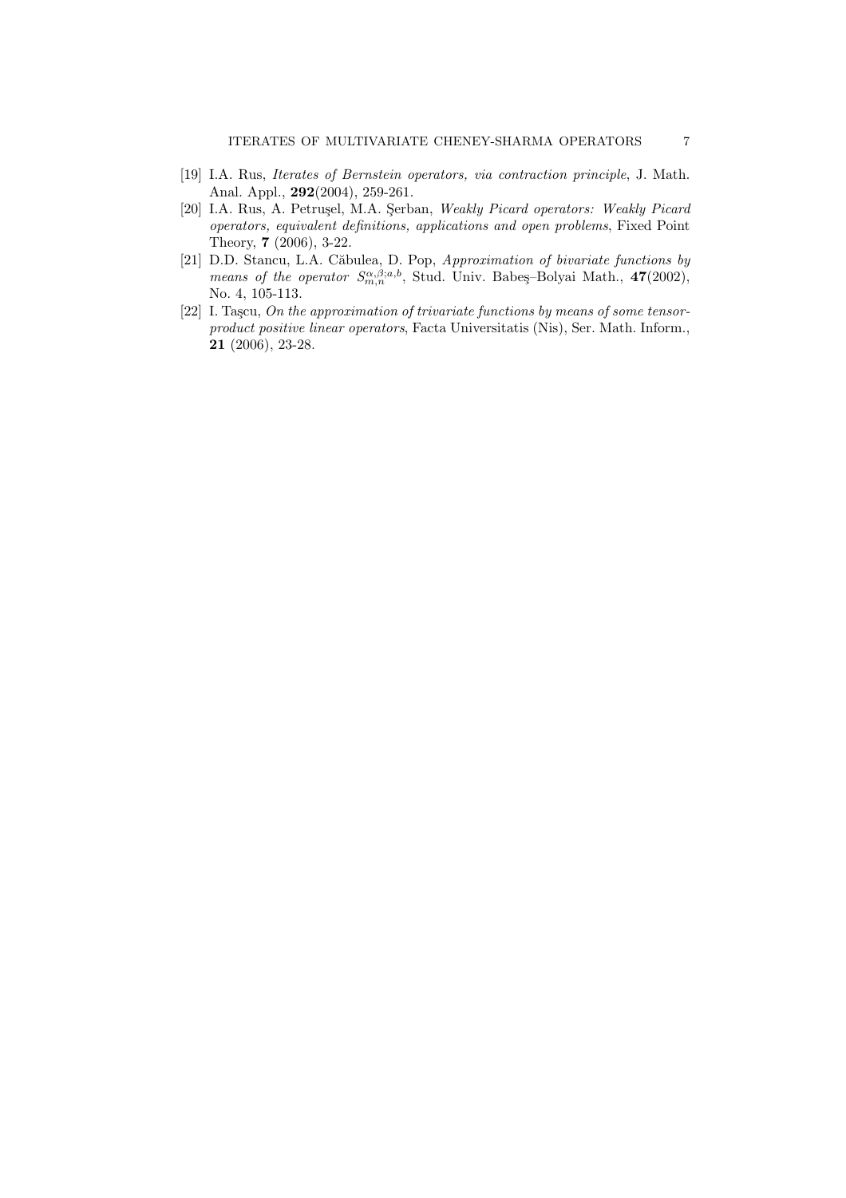[19] I.A. Rus, *Iterates of Bernstein operators, via contraction principle*, J. Math. Anal. Appl., **292**(2004), 259-261.

[20] I.A. Rus, A. Petruşel, M.A. Şerban, *Weakly Picard operators: Weakly Picard operators, equivalent definitions, applications and open problems*, Fixed Point Theory, **7** (2006), 3-22.

[21] D.D. Stancu, L.A. Căbulea, D. Pop, *Approximation of bivariate functions by means of the operator* $S_{m,n}^{\alpha,\beta;a,b}$, Stud. Univ. Babeş–Bolyai Math., **47**(2002), No. 4, 105-113.

[22] I. Taşcu, *On the approximation of trivariate functions by means of some tensor-product positive linear operators*, Facta Universitatis (Nis), Ser. Math. Inform., **21** (2006), 23-28.